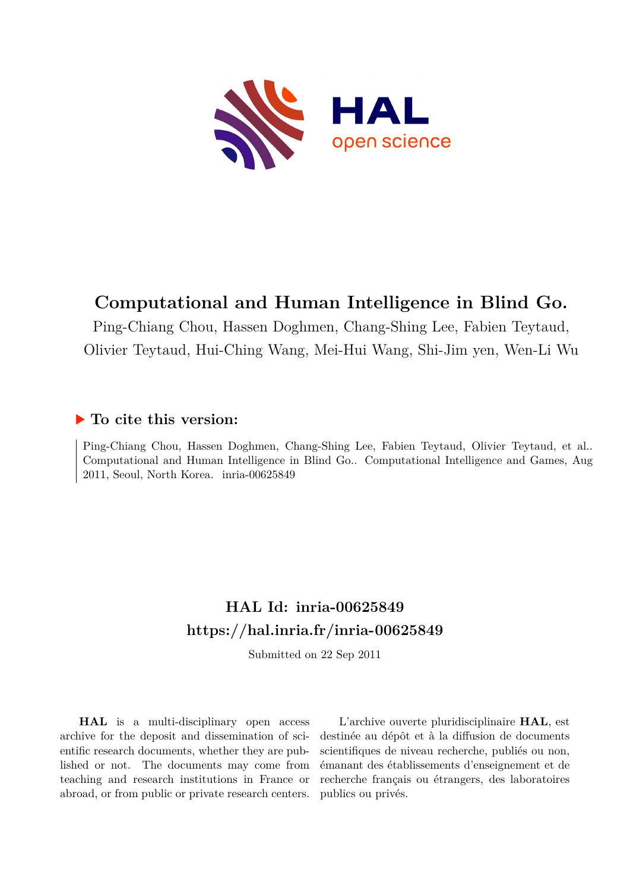# Computational and Human Intelligence in Blind Go.

Ping-Chiang Chou, Hassen Doghmen, Chang-Shing Lee, Fabien Teytaud, Olivier Teytaud, Hui-Ching Wang, Mei-Hui Wang, Shi-Jim yen, Wen-Li Wu

## ▶ To cite this version:

Ping-Chiang Chou, Hassen Doghmen, Chang-Shing Lee, Fabien Teytaud, Olivier Teytaud, et al.. Computational and Human Intelligence in Blind Go.. Computational Intelligence and Games, Aug 2011, Seoul, North Korea. inria-00625849

## HAL Id: inria-00625849

## https://hal.inria.fr/inria-00625849

Submitted on 22 Sep 2011

**HAL** is a multi-disciplinary open access archive for the deposit and dissemination of scientific research documents, whether they are published or not. The documents may come from teaching and research institutions in France or abroad, or from public or private research centers.

L'archive ouverte pluridisciplinaire **HAL**, est destinée au dépôt et à la diffusion de documents scientifiques de niveau recherche, publiés ou non, émanant des établissements d'enseignement et de recherche français ou étrangers, des laboratoires publics ou privés.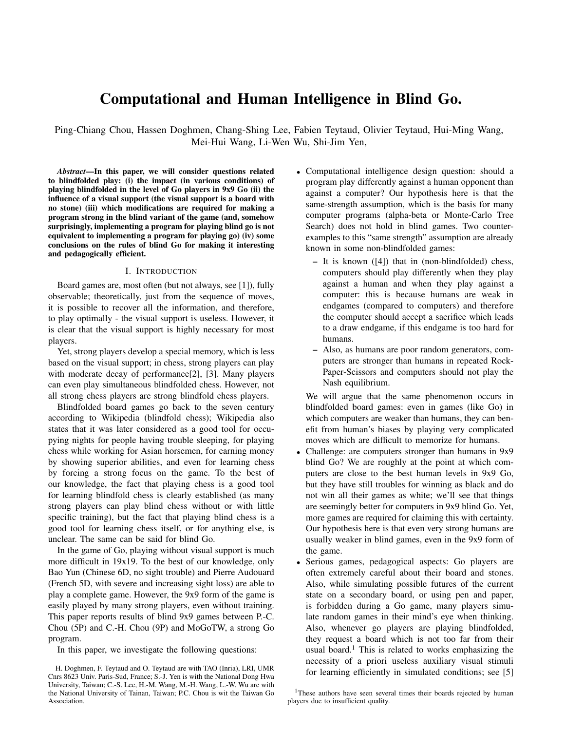# Computational and Human Intelligence in Blind Go.

Ping-Chiang Chou, Hassen Doghmen, Chang-Shing Lee, Fabien Teytaud, Olivier Teytaud, Hui-Ming Wang, Mei-Hui Wang, Li-Wen Wu, Shi-Jim Yen,

***Abstract*—In this paper, we will consider questions related to blindfolded play: (i) the impact (in various conditions) of playing blindfolded in the level of Go players in 9x9 Go (ii) the influence of a visual support (the visual support is a board with no stone) (iii) which modifications are required for making a program strong in the blind variant of the game (and, somehow surprisingly, implementing a program for playing blind go is not equivalent to implementing a program for playing go) (iv) some conclusions on the rules of blind Go for making it interesting and pedagogically efficient.**

## I. Introduction

Board games are, most often (but not always, see [1]), fully observable; theoretically, just from the sequence of moves, it is possible to recover all the information, and therefore, to play optimally - the visual support is useless. However, it is clear that the visual support is highly necessary for most players.

Yet, strong players develop a special memory, which is less based on the visual support; in chess, strong players can play with moderate decay of performance[2], [3]. Many players can even play simultaneous blindfolded chess. However, not all strong chess players are strong blindfold chess players.

Blindfolded board games go back to the seven century according to Wikipedia (blindfold chess); Wikipedia also states that it was later considered as a good tool for occupying nights for people having trouble sleeping, for playing chess while working for Asian horsemen, for earning money by showing superior abilities, and even for learning chess by forcing a strong focus on the game. To the best of our knowledge, the fact that playing chess is a good tool for learning blindfold chess is clearly established (as many strong players can play blind chess without or with little specific training), but the fact that playing blind chess is a good tool for learning chess itself, or for anything else, is unclear. The same can be said for blind Go.

In the game of Go, playing without visual support is much more difficult in 19x19. To the best of our knowledge, only Bao Yun (Chinese 6D, no sight trouble) and Pierre Audouard (French 5D, with severe and increasing sight loss) are able to play a complete game. However, the 9x9 form of the game is easily played by many strong players, even without training. This paper reports results of blind 9x9 games between P.-C. Chou (5P) and C.-H. Chou (9P) and MoGoTW, a strong Go program.

In this paper, we investigate the following questions:

- Computational intelligence design question: should a program play differently against a human opponent than against a computer? Our hypothesis here is that the same-strength assumption, which is the basis for many computer programs (alpha-beta or Monte-Carlo Tree Search) does not hold in blind games. Two counter-examples to this "same strength" assumption are already known in some non-blindfolded games:
  - It is known ([4]) that in (non-blindfolded) chess, computers should play differently when they play against a human and when they play against a computer: this is because humans are weak in endgames (compared to computers) and therefore the computer should accept a sacrifice which leads to a draw endgame, if this endgame is too hard for humans.
  - Also, as humans are poor random generators, computers are stronger than humans in repeated Rock-Paper-Scissors and computers should not play the Nash equilibrium.

  We will argue that the same phenomenon occurs in blindfolded board games: even in games (like Go) in which computers are weaker than humans, they can benefit from human's biases by playing very complicated moves which are difficult to memorize for humans.
- Challenge: are computers stronger than humans in 9x9 blind Go? We are roughly at the point at which computers are close to the best human levels in 9x9 Go, but they have still troubles for winning as black and do not win all their games as white; we'll see that things are seemingly better for computers in 9x9 blind Go. Yet, more games are required for claiming this with certainty. Our hypothesis here is that even very strong humans are usually weaker in blind games, even in the 9x9 form of the game.
- Serious games, pedagogical aspects: Go players are often extremely careful about their board and stones. Also, while simulating possible futures of the current state on a secondary board, or using pen and paper, is forbidden during a Go game, many players simulate random games in their mind's eye when thinking. Also, whenever go players are playing blindfolded, they request a board which is not too far from their usual board.[1] This is related to works emphasizing the necessity of a priori useless auxiliary visual stimuli for learning efficiently in simulated conditions; see [5]

H. Doghmen, F. Teytaud and O. Teytaud are with TAO (Inria), LRI, UMR Cnrs 8623 Univ. Paris-Sud, France; S.-J. Yen is with the National Dong Hwa University, Taiwan; C.-S. Lee, H.-M. Wang, M.-H. Wang, L.-W. Wu are with the National University of Tainan, Taiwan; P.C. Chou is wit the Taiwan Go Association.

[1] These authors have seen several times their boards rejected by human players due to insufficient quality.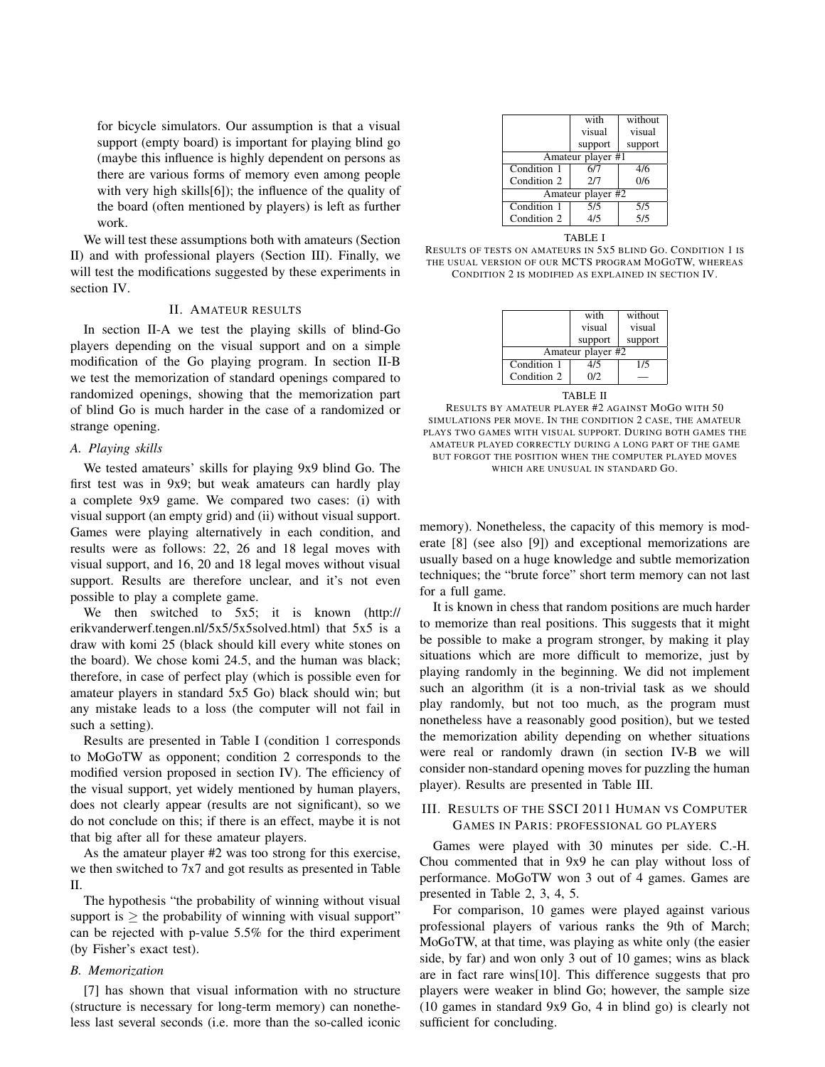for bicycle simulators. Our assumption is that a visual support (empty board) is important for playing blind go (maybe this influence is highly dependent on persons as there are various forms of memory even among people with very high skills[6]); the influence of the quality of the board (often mentioned by players) is left as further work.

We will test these assumptions both with amateurs (Section II) and with professional players (Section III). Finally, we will test the modifications suggested by these experiments in section IV.

## II. Amateur results

In section II-A we test the playing skills of blind-Go players depending on the visual support and on a simple modification of the Go playing program. In section II-B we test the memorization of standard openings compared to randomized openings, showing that the memorization part of blind Go is much harder in the case of a randomized or strange opening.

### A. Playing skills

We tested amateurs' skills for playing 9x9 blind Go. The first test was in 9x9; but weak amateurs can hardly play a complete 9x9 game. We compared two cases: (i) with visual support (an empty grid) and (ii) without visual support. Games were playing alternatively in each condition, and results were as follows: 22, 26 and 18 legal moves with visual support, and 16, 20 and 18 legal moves without visual support. Results are therefore unclear, and it's not even possible to play a complete game.

We then switched to 5x5; it is known (http://erikvanderwerf.tengen.nl/5x5/5x5solved.html) that 5x5 is a draw with komi 25 (black should kill every white stones on the board). We chose komi 24.5, and the human was black; therefore, in case of perfect play (which is possible even for amateur players in standard 5x5 Go) black should win; but any mistake leads to a loss (the computer will not fail in such a setting).

Results are presented in Table I (condition 1 corresponds to MoGoTW as opponent; condition 2 corresponds to the modified version proposed in section IV). The efficiency of the visual support, yet widely mentioned by human players, does not clearly appear (results are not significant), so we do not conclude on this; if there is an effect, maybe it is not that big after all for these amateur players.

As the amateur player #2 was too strong for this exercise, we then switched to 7x7 and got results as presented in Table II.

The hypothesis "the probability of winning without visual support is $\geq$ the probability of winning with visual support" can be rejected with p-value 5.5% for the third experiment (by Fisher's exact test).

| | with visual support | without visual support |
|---|---|---|
| Amateur player #1 | | |
| Condition 1 | 6/7 | 4/6 |
| Condition 2 | 2/7 | 0/6 |
| Amateur player #2 | | |
| Condition 1 | 5/5 | 5/5 |
| Condition 2 | 4/5 | 5/5 |

TABLE I
RESULTS OF TESTS ON AMATEURS IN 5X5 BLIND GO. CONDITION 1 IS THE USUAL VERSION OF OUR MCTS PROGRAM MOGOTW, WHEREAS CONDITION 2 IS MODIFIED AS EXPLAINED IN SECTION IV.

| | with visual support | without visual support |
|---|---|---|
| Amateur player #2 | | |
| Condition 1 | 4/5 | 1/5 |
| Condition 2 | 0/2 | — |

TABLE II
RESULTS BY AMATEUR PLAYER #2 AGAINST MOGO WITH 50 SIMULATIONS PER MOVE. IN THE CONDITION 2 CASE, THE AMATEUR PLAYS TWO GAMES WITH VISUAL SUPPORT. DURING BOTH GAMES THE AMATEUR PLAYED CORRECTLY DURING A LONG PART OF THE GAME BUT FORGOT THE POSITION WHEN THE COMPUTER PLAYED MOVES WHICH ARE UNUSUAL IN STANDARD GO.

### B. Memorization

[7] has shown that visual information with no structure (structure is necessary for long-term memory) can nonetheless last several seconds (i.e. more than the so-called iconic memory). Nonetheless, the capacity of this memory is moderate [8] (see also [9]) and exceptional memorizations are usually based on a huge knowledge and subtle memorization techniques; the "brute force" short term memory can not last for a full game.

It is known in chess that random positions are much harder to memorize than real positions. This suggests that it might be possible to make a program stronger, by making it play situations which are more difficult to memorize, just by playing randomly in the beginning. We did not implement such an algorithm (it is a non-trivial task as we should play randomly, but not too much, as the program must nonetheless have a reasonably good position), but we tested the memorization ability depending on whether situations were real or randomly drawn (in section IV-B we will consider non-standard opening moves for puzzling the human player). Results are presented in Table III.

## III. Results of the SSCI 2011 Human vs Computer Games in Paris: professional Go players

Games were played with 30 minutes per side. C.-H. Chou commented that in 9x9 he can play without loss of performance. MoGoTW won 3 out of 4 games. Games are presented in Table 2, 3, 4, 5.

For comparison, 10 games were played against various professional players of various ranks the 9th of March; MoGoTW, at that time, was playing as white only (the easier side, by far) and won only 3 out of 10 games; wins as black are in fact rare wins[10]. This difference suggests that pro players were weaker in blind Go; however, the sample size (10 games in standard 9x9 Go, 4 in blind go) is clearly not sufficient for concluding.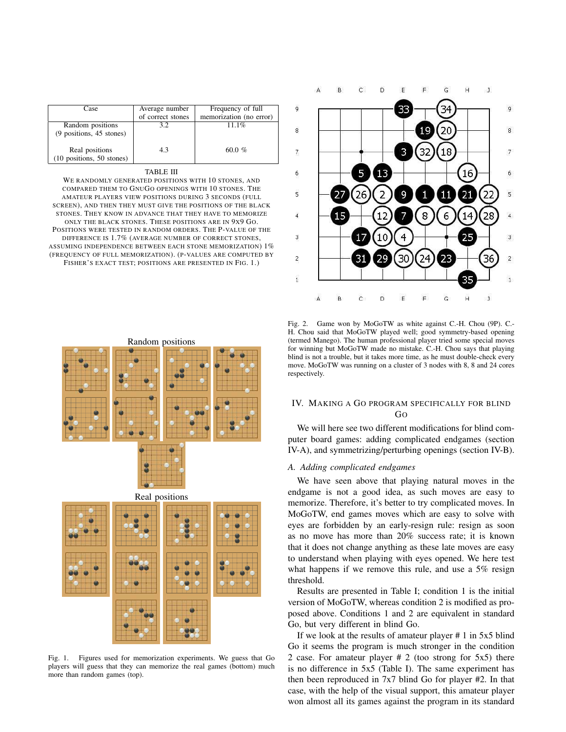| Case | Average number of correct stones | Frequency of full memorization (no error) |
|---|---|---|
| Random positions (9 positions, 45 stones) | 3.2 | 11.1% |
| Real positions (10 positions, 50 stones) | 4.3 | 60.0 % |

TABLE III

WE RANDOMLY GENERATED POSITIONS WITH 10 STONES, AND COMPARED THEM TO GNUGO OPENINGS WITH 10 STONES. THE AMATEUR PLAYERS VIEW POSITIONS DURING 3 SECONDS (FULL SCREEN), AND THEN THEY MUST GIVE THE POSITIONS OF THE BLACK STONES. THEY KNOW IN ADVANCE THAT THEY HAVE TO MEMORIZE ONLY THE BLACK STONES. THESE POSITIONS ARE IN 9X9 GO. POSITIONS WERE TESTED IN RANDOM ORDERS. THE P-VALUE OF THE DIFFERENCE IS 1.7% (AVERAGE NUMBER OF CORRECT STONES, ASSUMING INDEPENDENCE BETWEEN EACH STONE MEMORIZATION) 1% (FREQUENCY OF FULL MEMORIZATION). (P-VALUES ARE COMPUTED BY FISHER'S EXACT TEST; POSITIONS ARE PRESENTED IN FIG. 1.)

Random positions

Real positions

Fig. 1. Figures used for memorization experiments. We guess that Go players will guess that they can memorize the real games (bottom) much more than random games (top).

Fig. 2. Game won by MoGoTW as white against C.-H. Chou (9P). C.-H. Chou said that MoGoTW played well; good symmetry-based opening (termed Manego). The human professional player tried some special moves for winning but MoGoTW made no mistake. C.-H. Chou says that playing blind is not a trouble, but it takes more time, as he must double-check every move. MoGoTW was running on a cluster of 3 nodes with 8, 8 and 24 cores respectively.

## IV. MAKING A GO PROGRAM SPECIFICALLY FOR BLIND GO

We will here see two different modifications for blind computer board games: adding complicated endgames (section IV-A), and symmetrizing/perturbing openings (section IV-B).

### A. Adding complicated endgames

We have seen above that playing natural moves in the endgame is not a good idea, as such moves are easy to memorize. Therefore, it's better to try complicated moves. In MoGoTW, end games moves which are easy to solve with eyes are forbidden by an early-resign rule: resign as soon as no move has more than 20% success rate; it is known that it does not change anything as these late moves are easy to understand when playing with eyes opened. We here test what happens if we remove this rule, and use a 5% resign threshold.

Results are presented in Table I; condition 1 is the initial version of MoGoTW, whereas condition 2 is modified as proposed above. Conditions 1 and 2 are equivalent in standard Go, but very different in blind Go.

If we look at the results of amateur player # 1 in 5x5 blind Go it seems the program is much stronger in the condition 2 case. For amateur player # 2 (too strong for 5x5) there is no difference in 5x5 (Table I). The same experiment has then been reproduced in 7x7 blind Go for player #2. In that case, with the help of the visual support, this amateur player won almost all its games against the program in its standard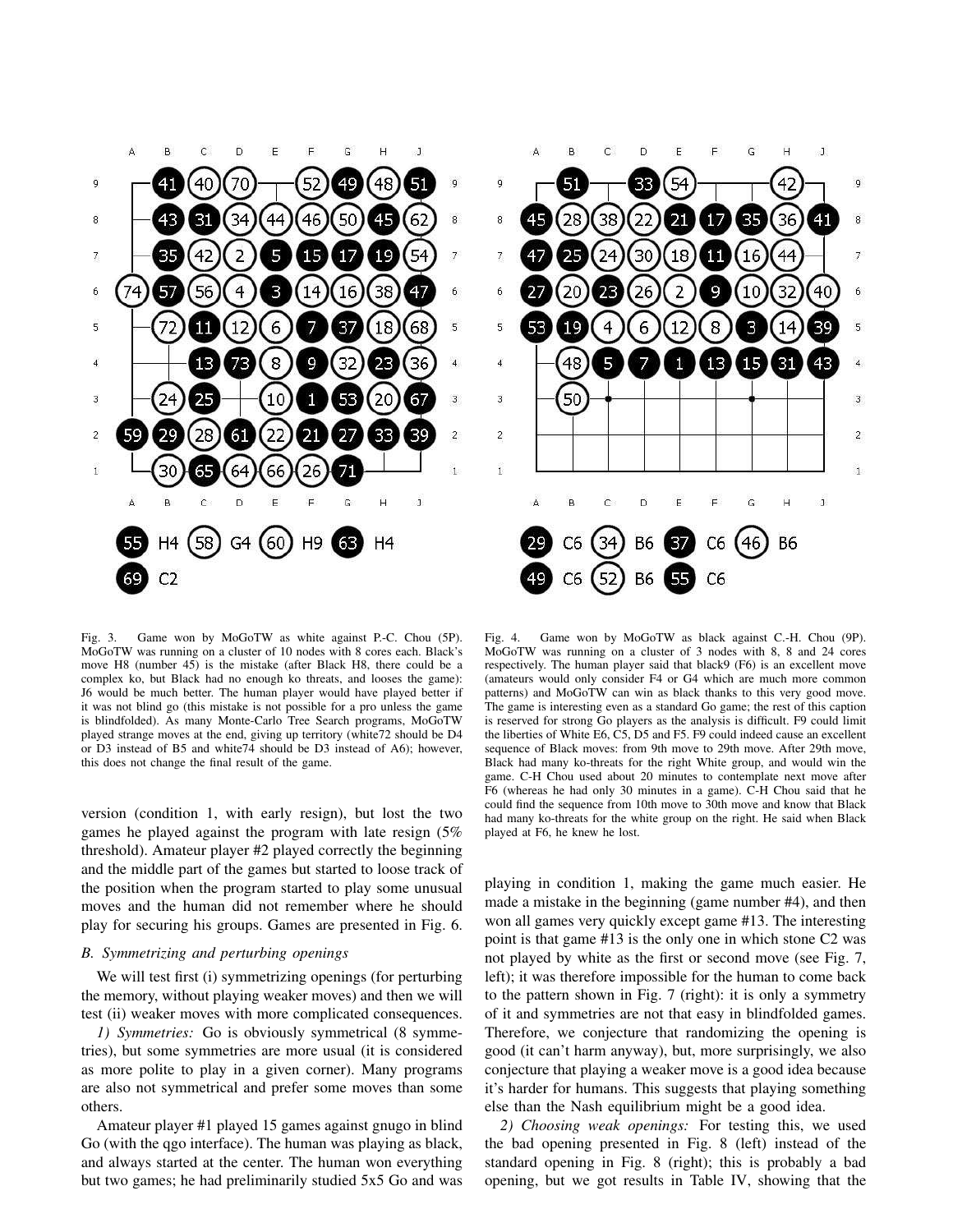Fig. 3. Game won by MoGoTW as white against P.-C. Chou (5P). MoGoTW was running on a cluster of 10 nodes with 8 cores each. Black's move H8 (number 45) is the mistake (after Black H8, there could be a complex ko, but Black had no enough ko threats, and looses the game): J6 would be much better. The human player would have played better if it was not blind go (this mistake is not possible for a pro unless the game is blindfolded). As many Monte-Carlo Tree Search programs, MoGoTW played strange moves at the end, giving up territory (white72 should be D4 or D3 instead of B5 and white74 should be D3 instead of A6); however, this does not change the final result of the game.

Fig. 4. Game won by MoGoTW as black against C.-H. Chou (9P). MoGoTW was running on a cluster of 3 nodes with 8, 8 and 24 cores respectively. The human player said that black9 (F6) is an excellent move (amateurs would only consider F4 or G4 which are much more common patterns) and MoGoTW can win as black thanks to this very good move. The game is interesting even as a standard Go game; the rest of this caption is reserved for strong Go players as the analysis is difficult. F9 could limit the liberties of White E6, C5, D5 and F5. F9 could indeed cause an excellent sequence of Black moves: from 9th move to 29th move. After 29th move, Black had many ko-threats for the right White group, and would win the game. C-H Chou used about 20 minutes to contemplate next move after F6 (whereas he had only 30 minutes in a game). C-H Chou said that he could find the sequence from 10th move to 30th move and know that Black had many ko-threats for the white group on the right. He said when Black played at F6, he knew he lost.

version (condition 1, with early resign), but lost the two games he played against the program with late resign (5% threshold). Amateur player #2 played correctly the beginning and the middle part of the games but started to loose track of the position when the program started to play some unusual moves and the human did not remember where he should play for securing his groups. Games are presented in Fig. 6.

### B. Symmetrizing and perturbing openings

We will test first (i) symmetrizing openings (for perturbing the memory, without playing weaker moves) and then we will test (ii) weaker moves with more complicated consequences.

*1) Symmetries:* Go is obviously symmetrical (8 symmetries), but some symmetries are more usual (it is considered as more polite to play in a given corner). Many programs are also not symmetrical and prefer some moves than some others.

Amateur player #1 played 15 games against gnugo in blind Go (with the qgo interface). The human was playing as black, and always started at the center. The human won everything but two games; he had preliminarily studied 5x5 Go and was playing in condition 1, making the game much easier. He made a mistake in the beginning (game number #4), and then won all games very quickly except game #13. The interesting point is that game #13 is the only one in which stone C2 was not played by white as the first or second move (see Fig. 7, left); it was therefore impossible for the human to come back to the pattern shown in Fig. 7 (right): it is only a symmetry of it and symmetries are not that easy in blindfolded games. Therefore, we conjecture that randomizing the opening is good (it can't harm anyway), but, more surprisingly, we also conjecture that playing a weaker move is a good idea because it's harder for humans. This suggests that playing something else than the Nash equilibrium might be a good idea.

*2) Choosing weak openings:* For testing this, we used the bad opening presented in Fig. 8 (left) instead of the standard opening in Fig. 8 (right); this is probably a bad opening, but we got results in Table IV, showing that the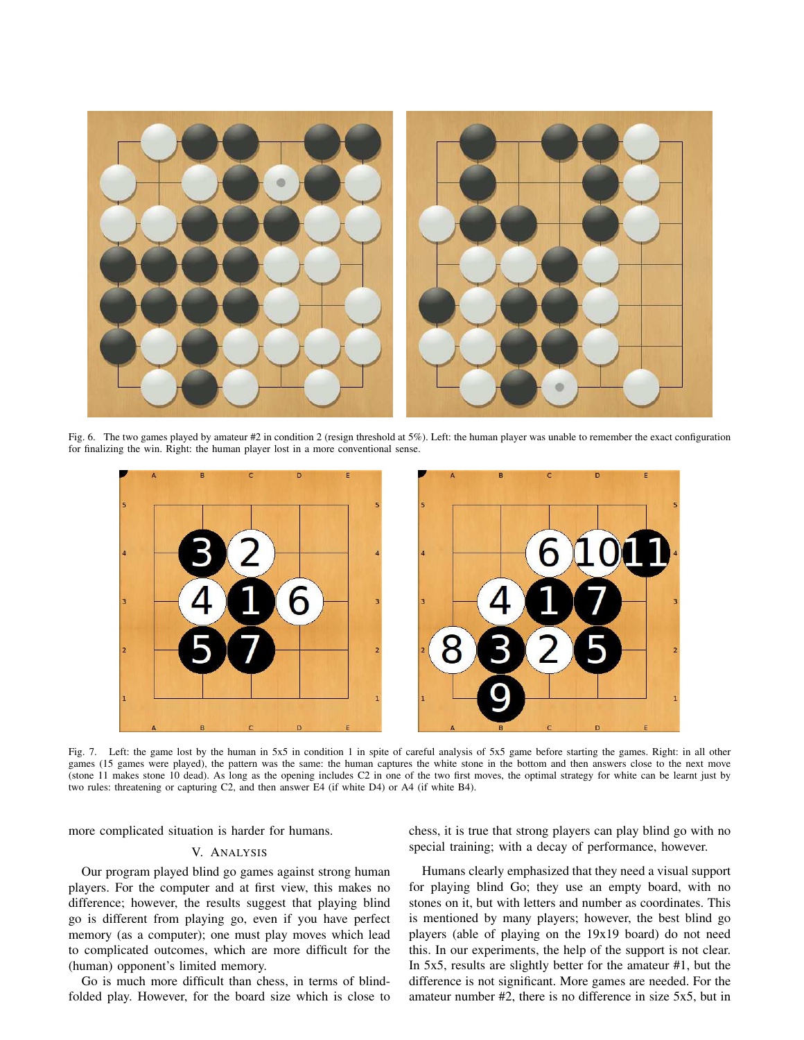Fig. 6. The two games played by amateur #2 in condition 2 (resign threshold at 5%). Left: the human player was unable to remember the exact configuration for finalizing the win. Right: the human player lost in a more conventional sense.

Fig. 7. Left: the game lost by the human in 5x5 in condition 1 in spite of careful analysis of 5x5 game before starting the games. Right: in all other games (15 games were played), the pattern was the same: the human captures the white stone in the bottom and then answers close to the next move (stone 11 makes stone 10 dead). As long as the opening includes C2 in one of the two first moves, the optimal strategy for white can be learnt just by two rules: threatening or capturing C2, and then answer E4 (if white D4) or A4 (if white B4).

more complicated situation is harder for humans.

## V. Analysis

Our program played blind go games against strong human players. For the computer and at first view, this makes no difference; however, the results suggest that playing blind go is different from playing go, even if you have perfect memory (as a computer); one must play moves which lead to complicated outcomes, which are more difficult for the (human) opponent's limited memory.

Go is much more difficult than chess, in terms of blind-folded play. However, for the board size which is close to chess, it is true that strong players can play blind go with no special training; with a decay of performance, however.

Humans clearly emphasized that they need a visual support for playing blind Go; they use an empty board, with no stones on it, but with letters and number as coordinates. This is mentioned by many players; however, the best blind go players (able of playing on the 19x19 board) do not need this. In our experiments, the help of the support is not clear. In 5x5, results are slightly better for the amateur #1, but the difference is not significant. More games are needed. For the amateur number #2, there is no difference in size 5x5, but in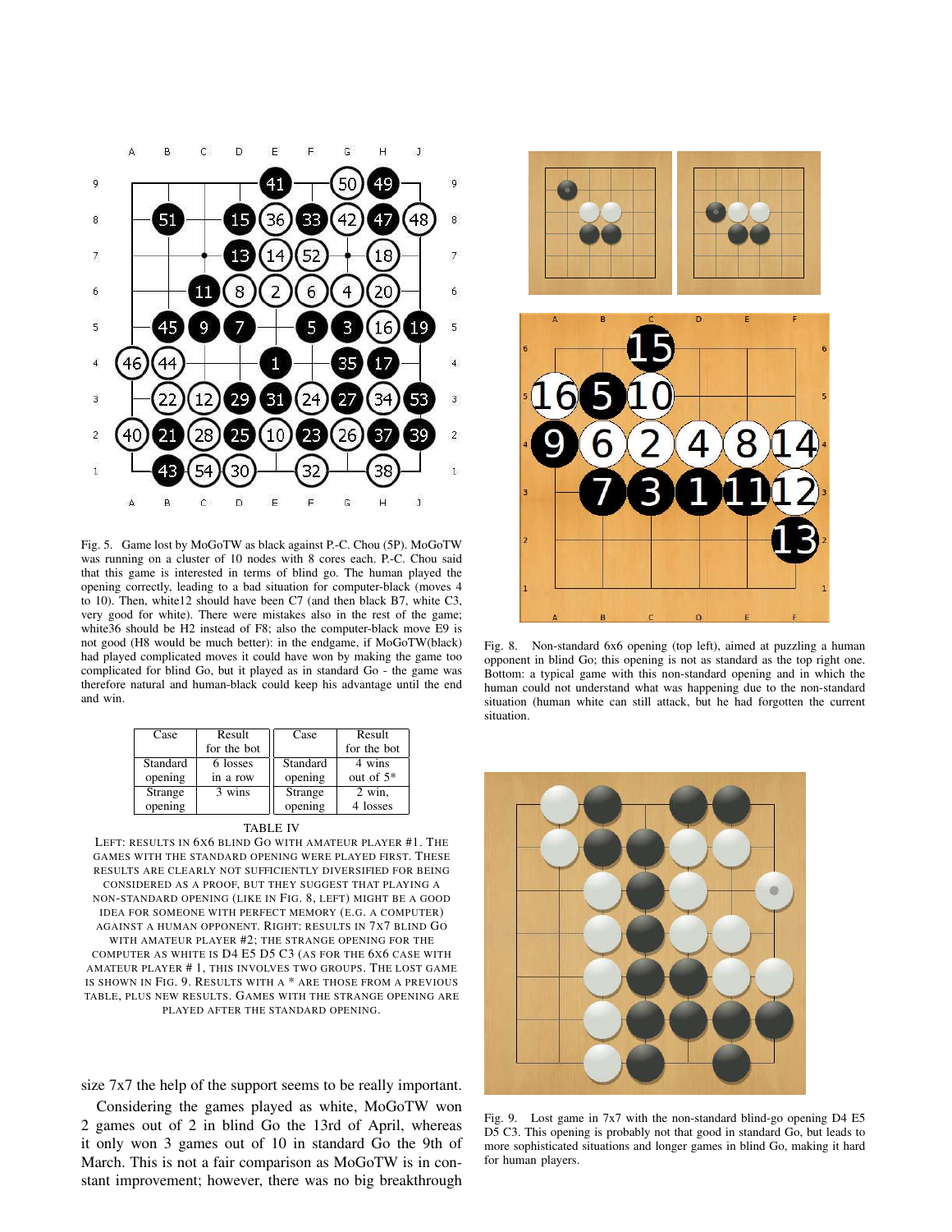Fig. 5. Game lost by MoGoTW as black against P.-C. Chou (5P). MoGoTW was running on a cluster of 10 nodes with 8 cores each. P.-C. Chou said that this game is interested in terms of blind go. The human played the opening correctly, leading to a bad situation for computer-black (moves 4 to 10). Then, white12 should have been C7 (and then black B7, white C3, very good for white). There were mistakes also in the rest of the game; white36 should be H2 instead of F8; also the computer-black move E9 is not good (H8 would be much better): in the endgame, if MoGoTW(black) had played complicated moves it could have won by making the game too complicated for blind Go, but it played as in standard Go - the game was therefore natural and human-black could keep his advantage until the end and win.

| Case | Result for the bot | Case | Result for the bot |
|---|---|---|---|
| Standard opening | 6 losses in a row | Standard opening | 4 wins out of 5* |
| Strange opening | 3 wins | Strange opening | 2 win, 4 losses |

TABLE IV

LEFT: RESULTS IN 6X6 BLIND GO WITH AMATEUR PLAYER #1. THE GAMES WITH THE STANDARD OPENING WERE PLAYED FIRST. THESE RESULTS ARE CLEARLY NOT SUFFICIENTLY DIVERSIFIED FOR BEING CONSIDERED AS A PROOF, BUT THEY SUGGEST THAT PLAYING A NON-STANDARD OPENING (LIKE IN FIG. 8, LEFT) MIGHT BE A GOOD IDEA FOR SOMEONE WITH PERFECT MEMORY (E.G. A COMPUTER) AGAINST A HUMAN OPPONENT. RIGHT: RESULTS IN 7X7 BLIND GO WITH AMATEUR PLAYER #2; THE STRANGE OPENING FOR THE COMPUTER AS WHITE IS D4 E5 D5 C3 (AS FOR THE 6X6 CASE WITH AMATEUR PLAYER # 1, THIS INVOLVES TWO GROUPS. THE LOST GAME IS SHOWN IN FIG. 9. RESULTS WITH A * ARE THOSE FROM A PREVIOUS TABLE, PLUS NEW RESULTS. GAMES WITH THE STRANGE OPENING ARE PLAYED AFTER THE STANDARD OPENING.

size 7x7 the help of the support seems to be really important.

Considering the games played as white, MoGoTW won 2 games out of 2 in blind Go the 13rd of April, whereas it only won 3 games out of 10 in standard Go the 9th of March. This is not a fair comparison as MoGoTW is in constant improvement; however, there was no big breakthrough

Fig. 8. Non-standard 6x6 opening (top left), aimed at puzzling a human opponent in blind Go; this opening is not as standard as the top right one. Bottom: a typical game with this non-standard opening and in which the human could not understand what was happening due to the non-standard situation (human white can still attack, but he had forgotten the current situation.

Fig. 9. Lost game in 7x7 with the non-standard blind-go opening D4 E5 D5 C3. This opening is probably not that good in standard Go, but leads to more sophisticated situations and longer games in blind Go, making it hard for human players.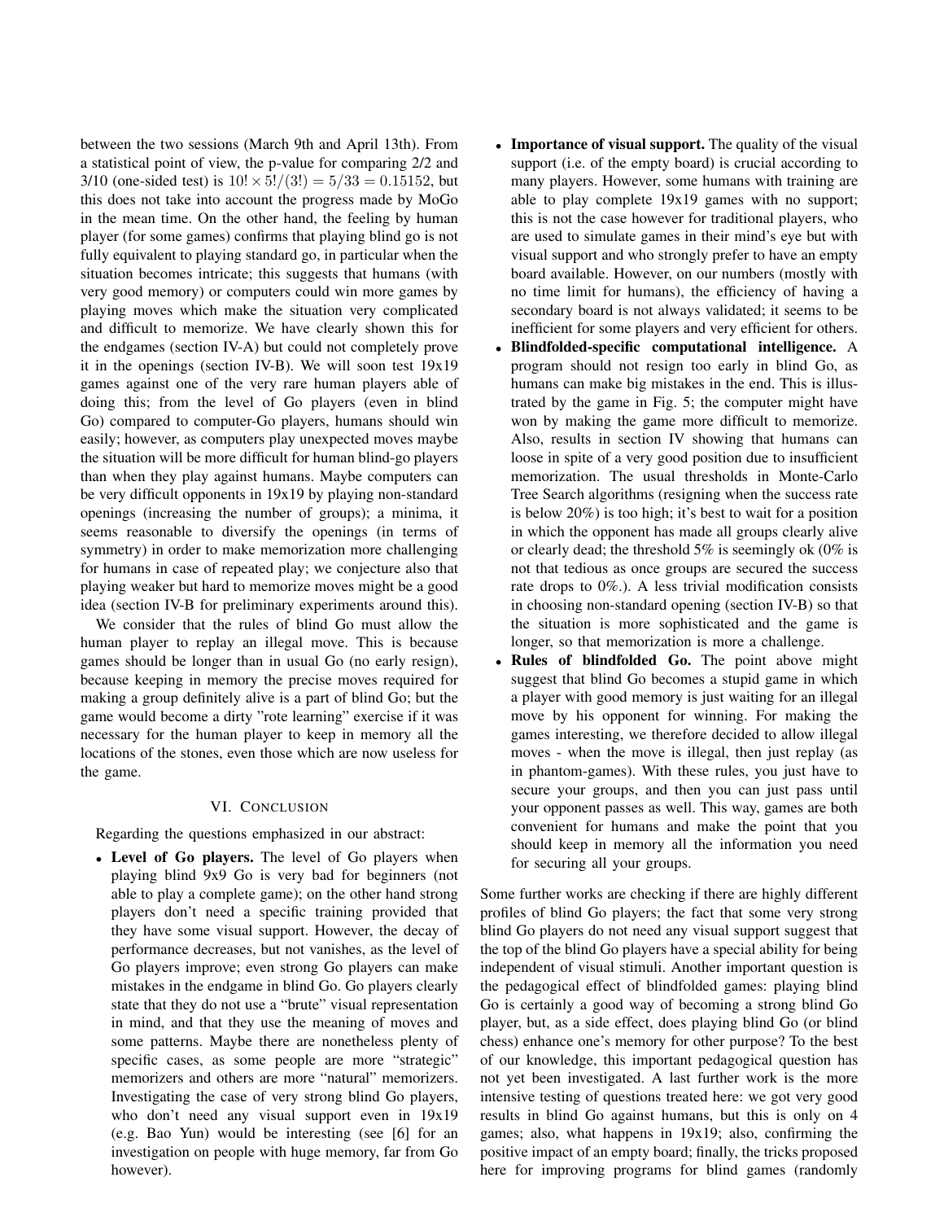between the two sessions (March 9th and April 13th). From a statistical point of view, the p-value for comparing 2/2 and 3/10 (one-sided test) is $10! \times 5!/(3!) = 5/33 = 0.15152$, but this does not take into account the progress made by MoGo in the mean time. On the other hand, the feeling by human player (for some games) confirms that playing blind go is not fully equivalent to playing standard go, in particular when the situation becomes intricate; this suggests that humans (with very good memory) or computers could win more games by playing moves which make the situation very complicated and difficult to memorize. We have clearly shown this for the endgames (section IV-A) but could not completely prove it in the openings (section IV-B). We will soon test 19x19 games against one of the very rare human players able of doing this; from the level of Go players (even in blind Go) compared to computer-Go players, humans should win easily; however, as computers play unexpected moves maybe the situation will be more difficult for human blind-go players than when they play against humans. Maybe computers can be very difficult opponents in 19x19 by playing non-standard openings (increasing the number of groups); a minima, it seems reasonable to diversify the openings (in terms of symmetry) in order to make memorization more challenging for humans in case of repeated play; we conjecture also that playing weaker but hard to memorize moves might be a good idea (section IV-B for preliminary experiments around this).

We consider that the rules of blind Go must allow the human player to replay an illegal move. This is because games should be longer than in usual Go (no early resign), because keeping in memory the precise moves required for making a group definitely alive is a part of blind Go; but the game would become a dirty "rote learning" exercise if it was necessary for the human player to keep in memory all the locations of the stones, even those which are now useless for the game.

## VI. Conclusion

Regarding the questions emphasized in our abstract:

- **Level of Go players.** The level of Go players when playing blind 9x9 Go is very bad for beginners (not able to play a complete game); on the other hand strong players don't need a specific training provided that they have some visual support. However, the decay of performance decreases, but not vanishes, as the level of Go players improve; even strong Go players can make mistakes in the endgame in blind Go. Go players clearly state that they do not use a "brute" visual representation in mind, and that they use the meaning of moves and some patterns. Maybe there are nonetheless plenty of specific cases, as some people are more "strategic" memorizers and others are more "natural" memorizers. Investigating the case of very strong blind Go players, who don't need any visual support even in 19x19 (e.g. Bao Yun) would be interesting (see [6] for an investigation on people with huge memory, far from Go however).
- **Importance of visual support.** The quality of the visual support (i.e. of the empty board) is crucial according to many players. However, some humans with training are able to play complete 19x19 games with no support; this is not the case however for traditional players, who are used to simulate games in their mind's eye but with visual support and who strongly prefer to have an empty board available. However, on our numbers (mostly with no time limit for humans), the efficiency of having a secondary board is not always validated; it seems to be inefficient for some players and very efficient for others.
- **Blindfolded-specific computational intelligence.** A program should not resign too early in blind Go, as humans can make big mistakes in the end. This is illustrated by the game in Fig. 5; the computer might have won by making the game more difficult to memorize. Also, results in section IV showing that humans can loose in spite of a very good position due to insufficient memorization. The usual thresholds in Monte-Carlo Tree Search algorithms (resigning when the success rate is below 20%) is too high; it's best to wait for a position in which the opponent has made all groups clearly alive or clearly dead; the threshold 5% is seemingly ok (0% is not that tedious as once groups are secured the success rate drops to 0%.). A less trivial modification consists in choosing non-standard opening (section IV-B) so that the situation is more sophisticated and the game is longer, so that memorization is more a challenge.
- **Rules of blindfolded Go.** The point above might suggest that blind Go becomes a stupid game in which a player with good memory is just waiting for an illegal move by his opponent for winning. For making the games interesting, we therefore decided to allow illegal moves - when the move is illegal, then just replay (as in phantom-games). With these rules, you just have to secure your groups, and then you can just pass until your opponent passes as well. This way, games are both convenient for humans and make the point that you should keep in memory all the information you need for securing all your groups.

Some further works are checking if there are highly different profiles of blind Go players; the fact that some very strong blind Go players do not need any visual support suggest that the top of the blind Go players have a special ability for being independent of visual stimuli. Another important question is the pedagogical effect of blindfolded games: playing blind Go is certainly a good way of becoming a strong blind Go player, but, as a side effect, does playing blind Go (or blind chess) enhance one's memory for other purpose? To the best of our knowledge, this important pedagogical question has not yet been investigated. A last further work is the more intensive testing of questions treated here: we got very good results in blind Go against humans, but this is only on 4 games; also, what happens in 19x19; also, confirming the positive impact of an empty board; finally, the tricks proposed here for improving programs for blind games (randomly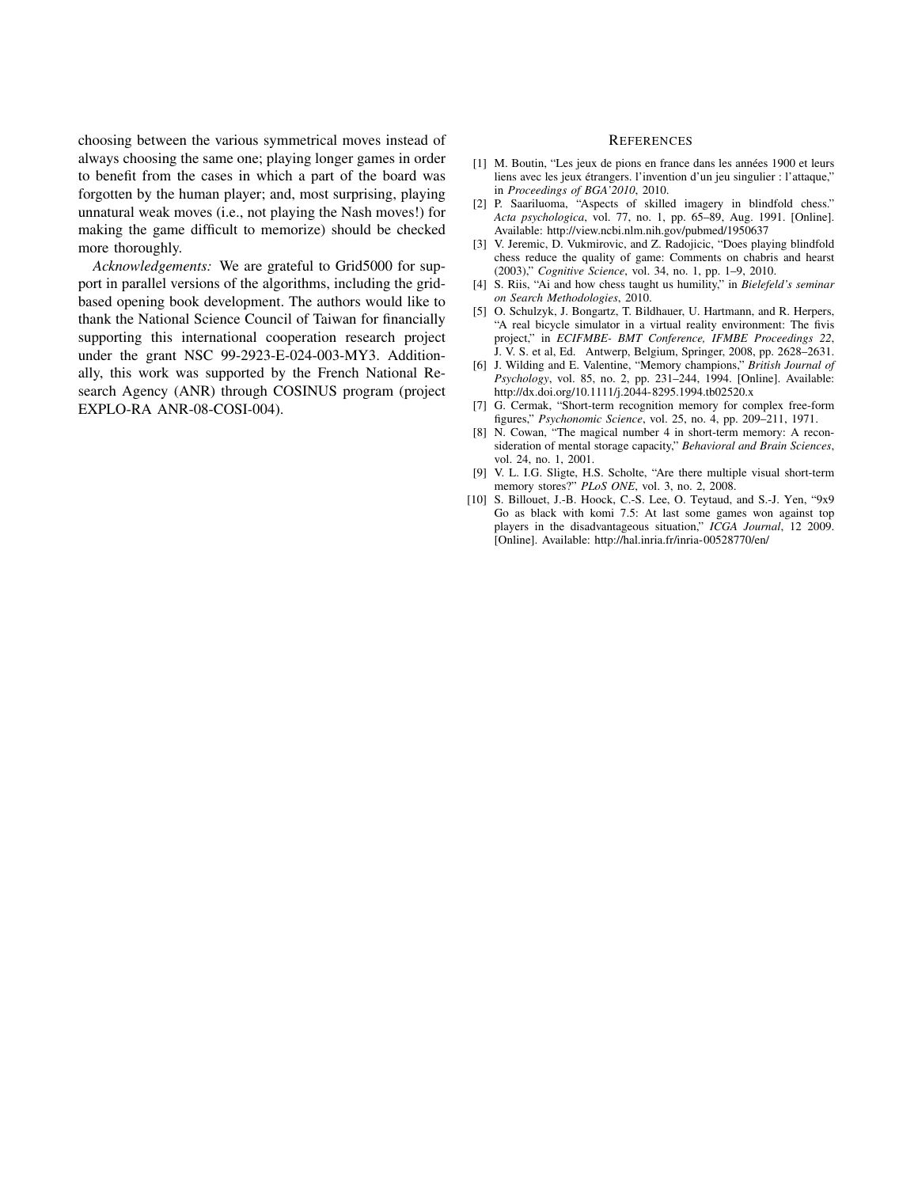choosing between the various symmetrical moves instead of always choosing the same one; playing longer games in order to benefit from the cases in which a part of the board was forgotten by the human player; and, most surprising, playing unnatural weak moves (i.e., not playing the Nash moves!) for making the game difficult to memorize) should be checked more thoroughly.

*Acknowledgements:* We are grateful to Grid5000 for support in parallel versions of the algorithms, including the grid-based opening book development. The authors would like to thank the National Science Council of Taiwan for financially supporting this international cooperation research project under the grant NSC 99-2923-E-024-003-MY3. Additionally, this work was supported by the French National Research Agency (ANR) through COSINUS program (project EXPLO-RA ANR-08-COSI-004).

## References

[1] M. Boutin, "Les jeux de pions en france dans les années 1900 et leurs liens avec les jeux étrangers. l'invention d'un jeu singulier : l'attaque," in *Proceedings of BGA'2010*, 2010.

[2] P. Saariluoma, "Aspects of skilled imagery in blindfold chess." *Acta psychologica*, vol. 77, no. 1, pp. 65–89, Aug. 1991. [Online]. Available: http://view.ncbi.nlm.nih.gov/pubmed/1950637

[3] V. Jeremic, D. Vukmirovic, and Z. Radojicic, "Does playing blindfold chess reduce the quality of game: Comments on chabris and hearst (2003)," *Cognitive Science*, vol. 34, no. 1, pp. 1–9, 2010.

[4] S. Riis, "Ai and how chess taught us humility," in *Bielefeld's seminar on Search Methodologies*, 2010.

[5] O. Schulzyk, J. Bongartz, T. Bildhauer, U. Hartmann, and R. Herpers, "A real bicycle simulator in a virtual reality environment: The fivis project," in *ECIFMBE- BMT Conference, IFMBE Proceedings 22*, J. V. S. et al, Ed. Antwerp, Belgium, Springer, 2008, pp. 2628–2631.

[6] J. Wilding and E. Valentine, "Memory champions," *British Journal of Psychology*, vol. 85, no. 2, pp. 231–244, 1994. [Online]. Available: http://dx.doi.org/10.1111/j.2044-8295.1994.tb02520.x

[7] G. Cermak, "Short-term recognition memory for complex free-form figures," *Psychonomic Science*, vol. 25, no. 4, pp. 209–211, 1971.

[8] N. Cowan, "The magical number 4 in short-term memory: A reconsideration of mental storage capacity," *Behavioral and Brain Sciences*, vol. 24, no. 1, 2001.

[9] V. L. I.G. Sligte, H.S. Scholte, "Are there multiple visual short-term memory stores?" *PLoS ONE*, vol. 3, no. 2, 2008.

[10] S. Billouet, J.-B. Hoock, C.-S. Lee, O. Teytaud, and S.-J. Yen, "9x9 Go as black with komi 7.5: At last some games won against top players in the disadvantageous situation," *ICGA Journal*, 12 2009. [Online]. Available: http://hal.inria.fr/inria-00528770/en/